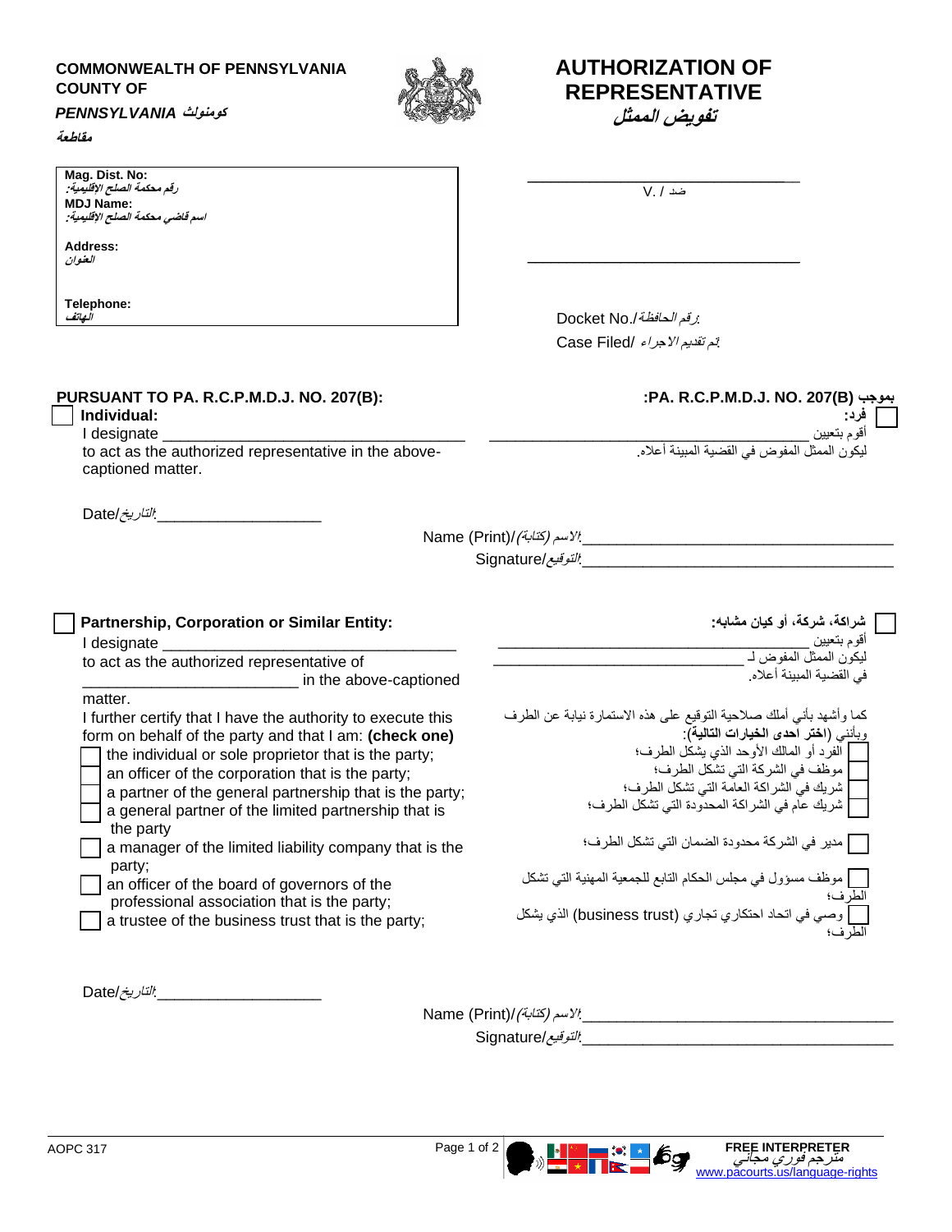**COMMONWEALTH OF PENNSYLVANIA**
**COUNTY OF**
***PENNSYLVANIA* كومنولث**
***مقاطعة***

# AUTHORIZATION OF REPRESENTATIVE
## *تفويض الممثل*

**Mag. Dist. No:**
*رقم محكمة الصلح الإقليمية:*
**MDJ Name:**
*اسم قاضي محكمة الصلح الإقليمية:*

**Address:**
*العنوان*

**Telephone:**
*الهاتف*

\_\_\_\_\_\_\_\_\_\_\_\_\_\_\_\_\_\_\_\_\_\_\_\_\_\_\_\_\_\_\_\_\_\_
V. / ضد
\_\_\_\_\_\_\_\_\_\_\_\_\_\_\_\_\_\_\_\_\_\_\_\_\_\_\_\_\_\_\_\_\_\_

Docket No./*رقم الحافظة:*
Case Filed/ *تم تقديم الاجراء:*

**PURSUANT TO PA. R.C.P.M.D.J. NO. 207(B):**
**بموجب PA. R.C.P.M.D.J. NO. 207(B):**

☐ **Individual:**
I designate \_\_\_\_\_\_\_\_\_\_\_\_\_\_\_\_\_\_\_\_\_\_\_\_\_\_\_\_\_\_\_\_\_\_\_\_\_ to act as the authorized representative in the above-captioned matter.

☐ **فرد:**
أقوم بتعيين \_\_\_\_\_\_\_\_\_\_\_\_\_\_\_\_\_\_\_\_\_\_\_\_\_\_\_\_\_\_\_\_\_\_\_\_\_
ليكون الممثل المفوض في القضية المبينة أعلاه.

Date/*التاريخ:*\_\_\_\_\_\_\_\_\_\_\_\_\_\_\_\_\_\_\_\_

Name (Print)/*الاسم (كتابة):*\_\_\_\_\_\_\_\_\_\_\_\_\_\_\_\_\_\_\_\_\_\_\_\_\_\_\_\_\_\_\_\_\_\_\_\_\_\_
Signature/*التوقيع:*\_\_\_\_\_\_\_\_\_\_\_\_\_\_\_\_\_\_\_\_\_\_\_\_\_\_\_\_\_\_\_\_\_\_\_\_\_\_

☐ **Partnership, Corporation or Similar Entity:**
I designate \_\_\_\_\_\_\_\_\_\_\_\_\_\_\_\_\_\_\_\_\_\_\_\_\_\_\_\_\_\_\_\_\_\_\_\_\_ to act as the authorized representative of \_\_\_\_\_\_\_\_\_\_\_\_\_\_\_\_\_\_\_\_\_\_\_\_\_\_\_ in the above-captioned matter.
I further certify that I have the authority to execute this form on behalf of the party and that I am: **(check one)**

- ☐ the individual or sole proprietor that is the party;
- ☐ an officer of the corporation that is the party;
- ☐ a partner of the general partnership that is the party;
- ☐ a general partner of the limited partnership that is the party
- ☐ a manager of the limited liability company that is the party;
- ☐ an officer of the board of governors of the professional association that is the party;
- ☐ a trustee of the business trust that is the party;

☐ **شراكة، شركة، أو كيان مشابه:**
أقوم بتعيين \_\_\_\_\_\_\_\_\_\_\_\_\_\_\_\_\_\_\_\_\_\_\_\_\_\_\_\_\_\_\_\_\_\_\_\_\_
ليكون الممثل المفوض لـ \_\_\_\_\_\_\_\_\_\_\_\_\_\_\_\_\_\_\_\_\_\_\_\_\_\_\_\_\_\_\_
في القضية المبينة أعلاه.

كما وأشهد بأني أملك صلاحية التوقيع على هذه الاستمارة نيابة عن الطرف وبأنني (**اختر احدى الخيارات التالية**):

- ☐ الفرد أو المالك الأوحد الذي يشكل الطرف؛
- ☐ موظف في الشركة التي تشكل الطرف؛
- ☐ شريك في الشراكة العامة التي تشكل الطرف؛
- ☐ شريك عام في الشراكة المحدودة التي تشكل الطرف؛
- ☐ مدير في الشركة محدودة الضمان التي تشكل الطرف؛
- ☐ موظف مسؤول في مجلس الحكام التابع للجمعية المهنية التي تشكل الطرف؛
- ☐ وصي في اتحاد احتكاري تجاري (business trust) الذي يشكل الطرف؛

Date/*التاريخ:*\_\_\_\_\_\_\_\_\_\_\_\_\_\_\_\_\_\_\_\_

Name (Print)/*الاسم (كتابة):*\_\_\_\_\_\_\_\_\_\_\_\_\_\_\_\_\_\_\_\_\_\_\_\_\_\_\_\_\_\_\_\_\_\_\_\_\_\_
Signature/*التوقيع:*\_\_\_\_\_\_\_\_\_\_\_\_\_\_\_\_\_\_\_\_\_\_\_\_\_\_\_\_\_\_\_\_\_\_\_\_\_\_

AOPC 317

**FREE INTERPRETER**
*مترجم فوري مجاني*
www.pacourts.us/language-rights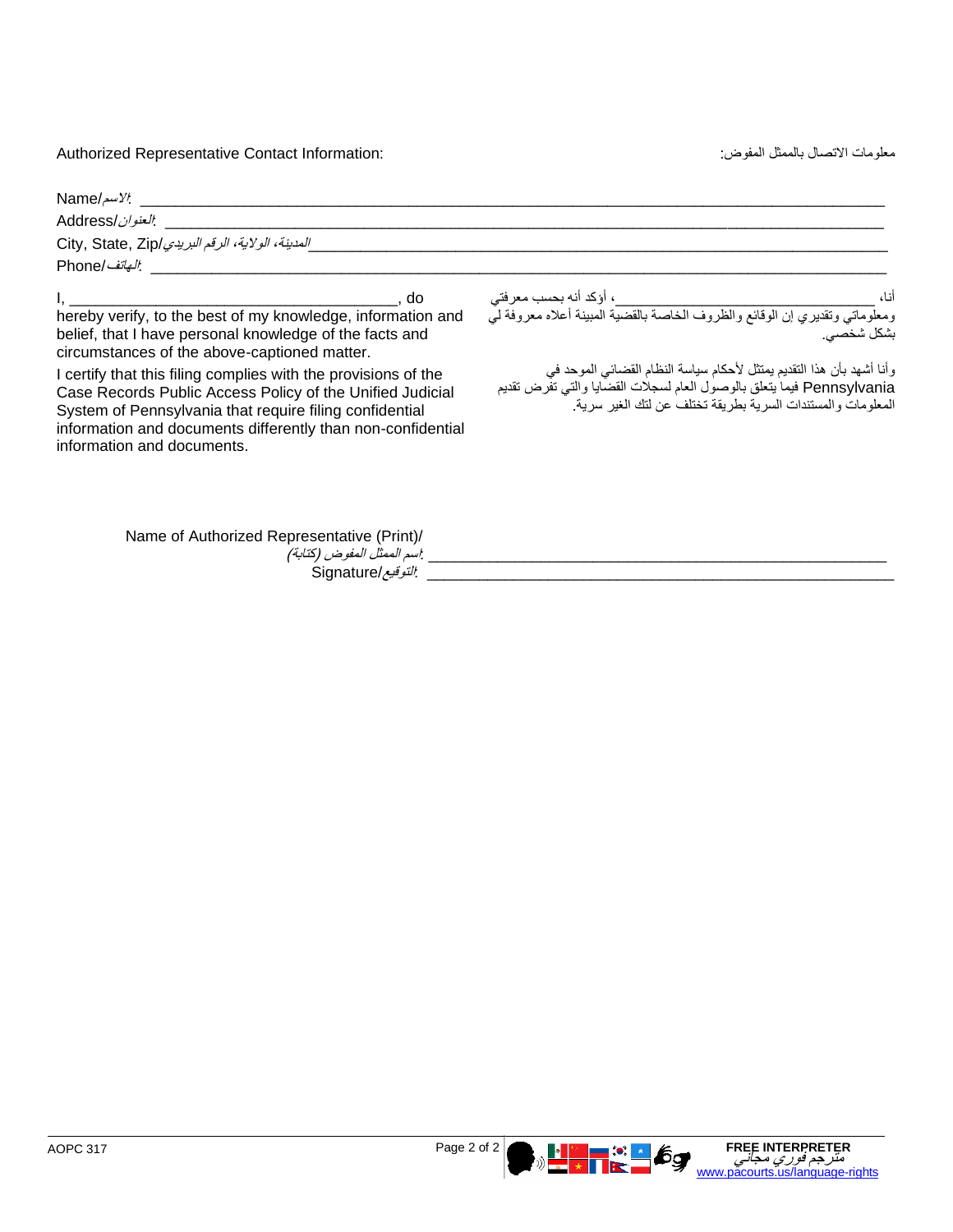Authorized Representative Contact Information: معلومات الاتصال بالممثل المفوض:

Name/الاسم: ______________________________________________________________________________

Address/العنوان: ___________________________________________________________________________

City, State, Zip/المدينة، الولاية، الرقم البريدي_______________________________________________________

Phone/الهاتف: ____________________________________________________________________________

I, ______________________________________, do hereby verify, to the best of my knowledge, information and belief, that I have personal knowledge of the facts and circumstances of the above-captioned matter.

I certify that this filing complies with the provisions of the Case Records Public Access Policy of the Unified Judicial System of Pennsylvania that require filing confidential information and documents differently than non-confidential information and documents.

أنا، ______________________________، أؤكد أنه بحسب معرفتي ومعلوماتي وتقديري إن الوقائع والظروف الخاصة بالقضية المبينة أعلاه معروفة لي بشكل شخصي.

وأنا أشهد بأن هذا التقديم يمتثل لأحكام سياسة النظام القضائي الموحد في Pennsylvania فيما يتعلق بالوصول العام لسجلات القضايا والتي تفرض تقديم المعلومات والمستندات السرية بطريقة تختلف عن لتك الغير سرية.

Name of Authorized Representative (Print)/
اسم الممثل المفوض (كتابة): ______________________________________________

Signature/التوقيع: ______________________________________________

AOPC 317

FREE INTERPRETER
مترجم فوري مجاني
www.pacourts.us/language-rights